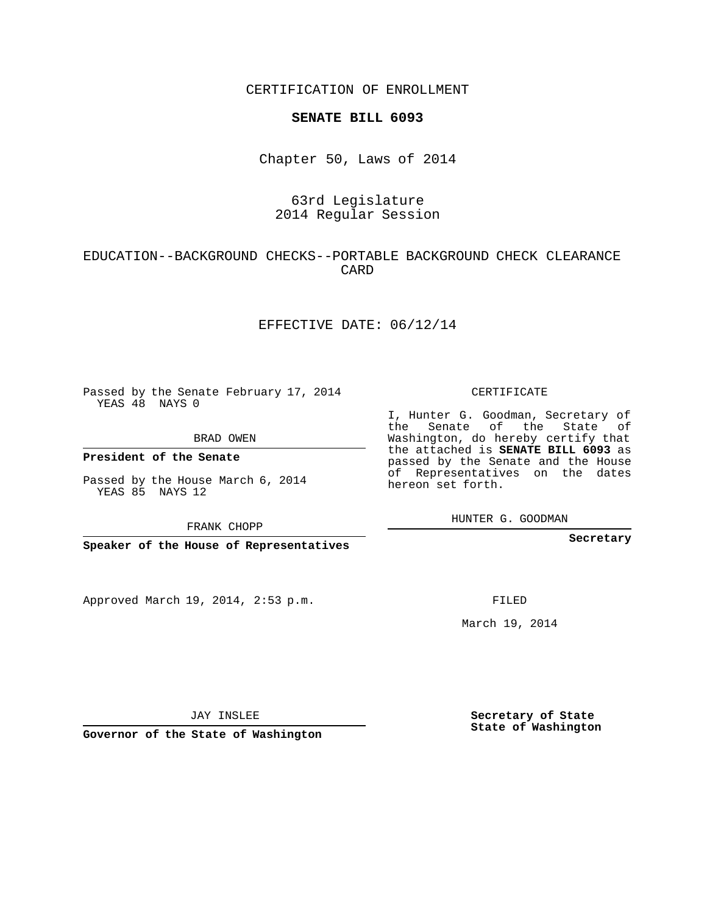CERTIFICATION OF ENROLLMENT

**SENATE BILL 6093**

Chapter 50, Laws of 2014

63rd Legislature
2014 Regular Session

EDUCATION--BACKGROUND CHECKS--PORTABLE BACKGROUND CHECK CLEARANCE CARD

EFFECTIVE DATE: 06/12/14

Passed by the Senate February 17, 2014
YEAS 48 NAYS 0

BRAD OWEN

**President of the Senate**

Passed by the House March 6, 2014
YEAS 85 NAYS 12

FRANK CHOPP

**Speaker of the House of Representatives**

CERTIFICATE

I, Hunter G. Goodman, Secretary of the Senate of the State of Washington, do hereby certify that the attached is **SENATE BILL 6093** as passed by the Senate and the House of Representatives on the dates hereon set forth.

HUNTER G. GOODMAN

**Secretary**

Approved March 19, 2014, 2:53 p.m.

FILED

March 19, 2014

JAY INSLEE

**Governor of the State of Washington**

**Secretary of State**
**State of Washington**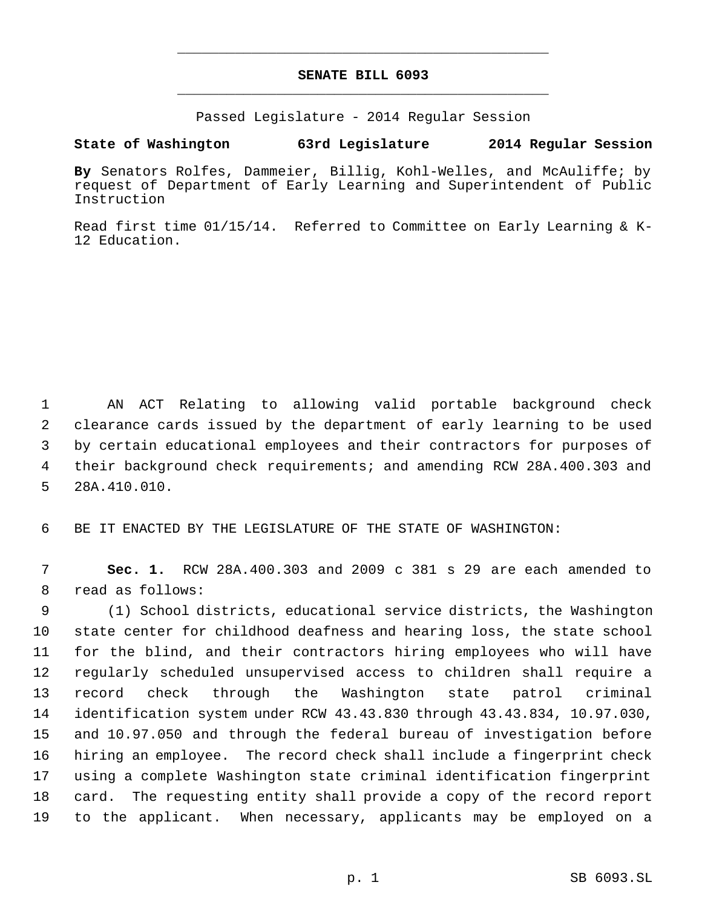# SENATE BILL 6093

Passed Legislature - 2014 Regular Session

**State of Washington 63rd Legislature 2014 Regular Session**

**By** Senators Rolfes, Dammeier, Billig, Kohl-Welles, and McAuliffe; by request of Department of Early Learning and Superintendent of Public Instruction

Read first time 01/15/14. Referred to Committee on Early Learning & K-12 Education.

AN ACT Relating to allowing valid portable background check clearance cards issued by the department of early learning to be used by certain educational employees and their contractors for purposes of their background check requirements; and amending RCW 28A.400.303 and 28A.410.010.

BE IT ENACTED BY THE LEGISLATURE OF THE STATE OF WASHINGTON:

**Sec. 1.** RCW 28A.400.303 and 2009 c 381 s 29 are each amended to read as follows:

(1) School districts, educational service districts, the Washington state center for childhood deafness and hearing loss, the state school for the blind, and their contractors hiring employees who will have regularly scheduled unsupervised access to children shall require a record check through the Washington state patrol criminal identification system under RCW 43.43.830 through 43.43.834, 10.97.030, and 10.97.050 and through the federal bureau of investigation before hiring an employee. The record check shall include a fingerprint check using a complete Washington state criminal identification fingerprint card. The requesting entity shall provide a copy of the record report to the applicant. When necessary, applicants may be employed on a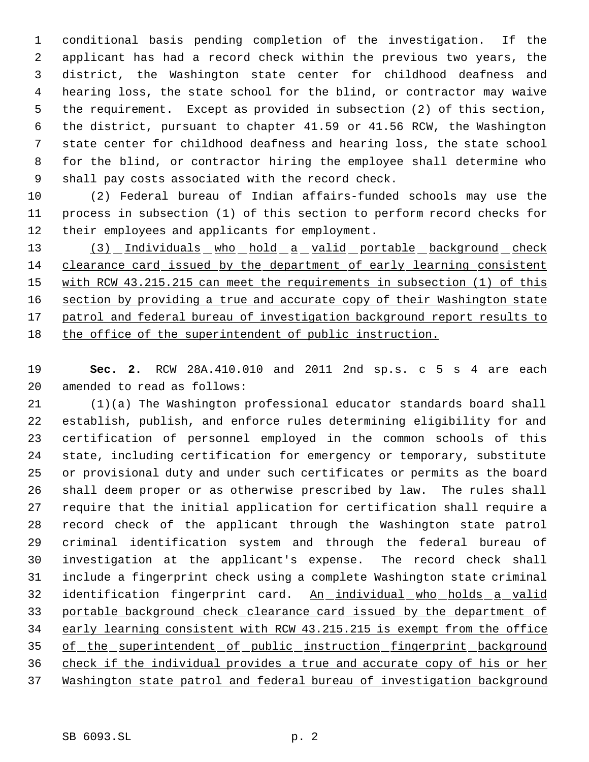conditional basis pending completion of the investigation. If the applicant has had a record check within the previous two years, the district, the Washington state center for childhood deafness and hearing loss, the state school for the blind, or contractor may waive the requirement. Except as provided in subsection (2) of this section, the district, pursuant to chapter 41.59 or 41.56 RCW, the Washington state center for childhood deafness and hearing loss, the state school for the blind, or contractor hiring the employee shall determine who shall pay costs associated with the record check.

(2) Federal bureau of Indian affairs-funded schools may use the process in subsection (1) of this section to perform record checks for their employees and applicants for employment.

<u>(3) Individuals who hold a valid portable background check clearance card issued by the department of early learning consistent with RCW 43.215.215 can meet the requirements in subsection (1) of this section by providing a true and accurate copy of their Washington state patrol and federal bureau of investigation background report results to the office of the superintendent of public instruction.</u>

**Sec. 2.** RCW 28A.410.010 and 2011 2nd sp.s. c 5 s 4 are each amended to read as follows:

(1)(a) The Washington professional educator standards board shall establish, publish, and enforce rules determining eligibility for and certification of personnel employed in the common schools of this state, including certification for emergency or temporary, substitute or provisional duty and under such certificates or permits as the board shall deem proper or as otherwise prescribed by law. The rules shall require that the initial application for certification shall require a record check of the applicant through the Washington state patrol criminal identification system and through the federal bureau of investigation at the applicant's expense. The record check shall include a fingerprint check using a complete Washington state criminal identification fingerprint card. <u>An individual who holds a valid portable background check clearance card issued by the department of early learning consistent with RCW 43.215.215 is exempt from the office of the superintendent of public instruction fingerprint background check if the individual provides a true and accurate copy of his or her Washington state patrol and federal bureau of investigation background</u>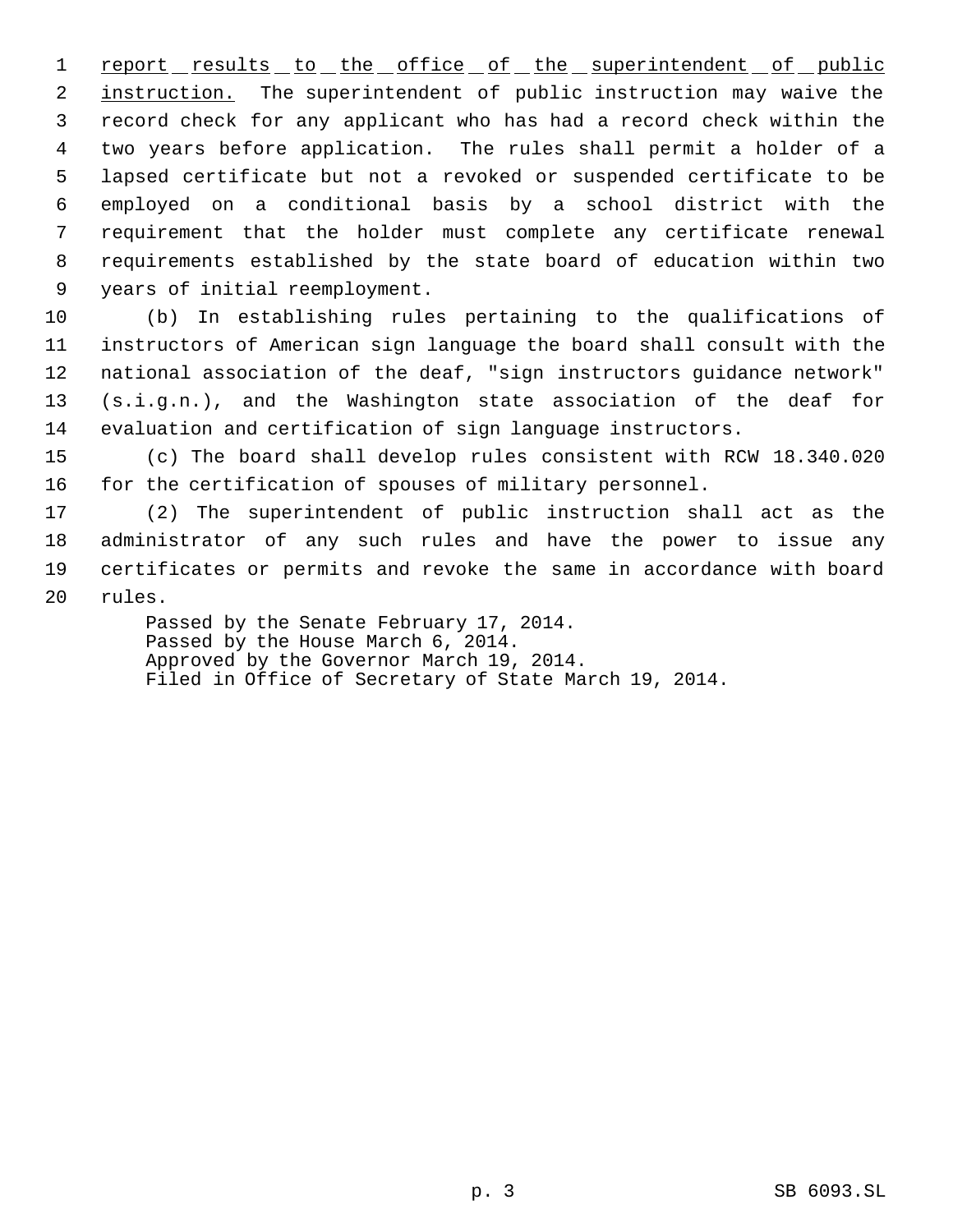report results to the office of the superintendent of public instruction. The superintendent of public instruction may waive the record check for any applicant who has had a record check within the two years before application. The rules shall permit a holder of a lapsed certificate but not a revoked or suspended certificate to be employed on a conditional basis by a school district with the requirement that the holder must complete any certificate renewal requirements established by the state board of education within two years of initial reemployment.

(b) In establishing rules pertaining to the qualifications of instructors of American sign language the board shall consult with the national association of the deaf, "sign instructors guidance network" (s.i.g.n.), and the Washington state association of the deaf for evaluation and certification of sign language instructors.

(c) The board shall develop rules consistent with RCW 18.340.020 for the certification of spouses of military personnel.

(2) The superintendent of public instruction shall act as the administrator of any such rules and have the power to issue any certificates or permits and revoke the same in accordance with board rules.

Passed by the Senate February 17, 2014.
Passed by the House March 6, 2014.
Approved by the Governor March 19, 2014.
Filed in Office of Secretary of State March 19, 2014.